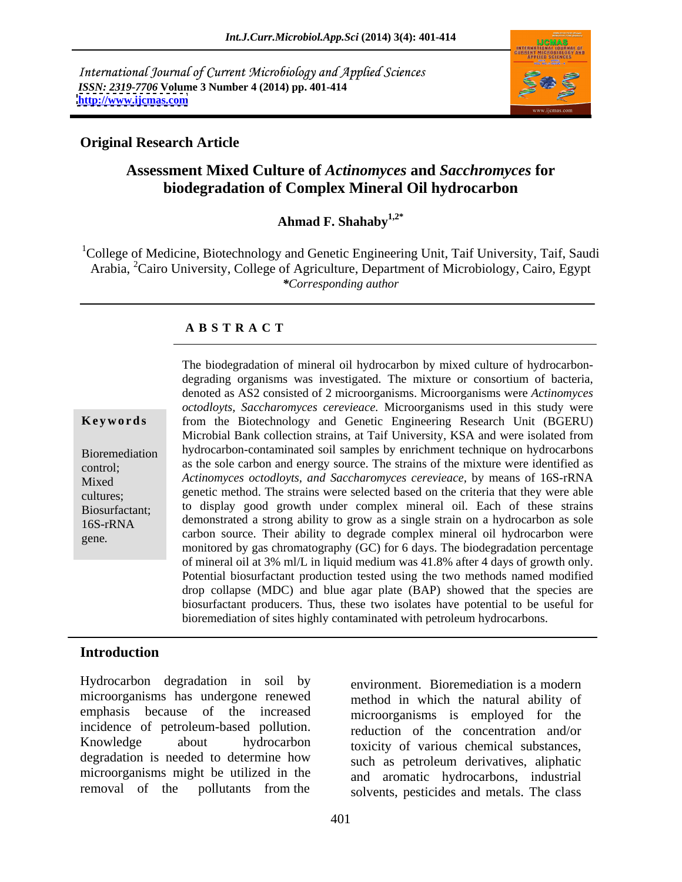International Journal of Current Microbiology and Applied Sciences
*ISSN: 2319-7706* **Volume 3 Number 4 (2014) pp. 401-414**
**http://www.ijcmas.com**

**Original Research Article**

# Assessment Mixed Culture of *Actinomyces* and *Sacchromyces* for biodegradation of Complex Mineral Oil hydrocarbon

**Ahmad F. Shahaby[1,2*]**

[1]College of Medicine, Biotechnology and Genetic Engineering Unit, Taif University, Taif, Saudi Arabia, [2]Cairo University, College of Agriculture, Department of Microbiology, Cairo, Egypt
*\*Corresponding author*

## A B S T R A C T

**Keywords**

Bioremediation control; Mixed cultures; Biosurfactant; 16S-rRNA gene.

The biodegradation of mineral oil hydrocarbon by mixed culture of hydrocarbon-degrading organisms was investigated. The mixture or consortium of bacteria, denoted as AS2 consisted of 2 microorganisms. Microorganisms were *Actinomyces octodloyts*, *Saccharomyces cerevieace.* Microorganisms used in this study were from the Biotechnology and Genetic Engineering Research Unit (BGERU) Microbial Bank collection strains, at Taif University, KSA and were isolated from hydrocarbon-contaminated soil samples by enrichment technique on hydrocarbons as the sole carbon and energy source. The strains of the mixture were identified as *Actinomyces octodloyts, and Saccharomyces cerevieace,* by means of 16S-rRNA genetic method. The strains were selected based on the criteria that they were able to display good growth under complex mineral oil. Each of these strains demonstrated a strong ability to grow as a single strain on a hydrocarbon as sole carbon source. Their ability to degrade complex mineral oil hydrocarbon were monitored by gas chromatography (GC) for 6 days. The biodegradation percentage of mineral oil at 3% ml/L in liquid medium was 41.8% after 4 days of growth only. Potential biosurfactant production tested using the two methods named modified drop collapse (MDC) and blue agar plate (BAP) showed that the species are biosurfactant producers. Thus, these two isolates have potential to be useful for bioremediation of sites highly contaminated with petroleum hydrocarbons.

## Introduction

Hydrocarbon degradation in soil by microorganisms has undergone renewed emphasis because of the increased incidence of petroleum-based pollution. Knowledge about hydrocarbon degradation is needed to determine how microorganisms might be utilized in the removal of the pollutants from the environment. Bioremediation is a modern method in which the natural ability of microorganisms is employed for the reduction of the concentration and/or toxicity of various chemical substances, such as petroleum derivatives, aliphatic and aromatic hydrocarbons, industrial solvents, pesticides and metals. The class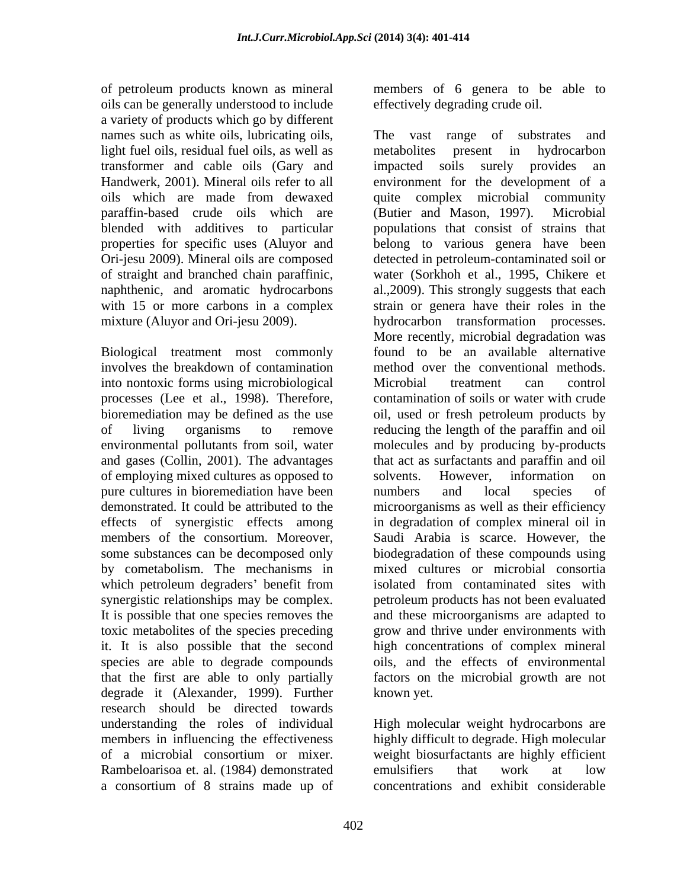of petroleum products known as mineral oils can be generally understood to include a variety of products which go by different names such as white oils, lubricating oils, light fuel oils, residual fuel oils, as well as transformer and cable oils (Gary and Handwerk, 2001). Mineral oils refer to all oils which are made from dewaxed paraffin-based crude oils which are blended with additives to particular properties for specific uses (Aluyor and Ori-jesu 2009). Mineral oils are composed of straight and branched chain paraffinic, naphthenic, and aromatic hydrocarbons with 15 or more carbons in a complex mixture (Aluyor and Ori-jesu 2009).

Biological treatment most commonly involves the breakdown of contamination into nontoxic forms using microbiological processes (Lee et al., 1998). Therefore, bioremediation may be defined as the use of living organisms to remove environmental pollutants from soil, water and gases (Collin, 2001). The advantages of employing mixed cultures as opposed to pure cultures in bioremediation have been demonstrated. It could be attributed to the effects of synergistic effects among members of the consortium. Moreover, some substances can be decomposed only by cometabolism. The mechanisms in which petroleum degraders' benefit from synergistic relationships may be complex. It is possible that one species removes the toxic metabolites of the species preceding it. It is also possible that the second species are able to degrade compounds that the first are able to only partially degrade it (Alexander, 1999). Further research should be directed towards understanding the roles of individual members in influencing the effectiveness of a microbial consortium or mixer. Rambeloarisoa et. al. (1984) demonstrated a consortium of 8 strains made up of members of 6 genera to be able to effectively degrading crude oil.

The vast range of substrates and metabolites present in hydrocarbon impacted soils surely provides an environment for the development of a quite complex microbial community (Butier and Mason, 1997). Microbial populations that consist of strains that belong to various genera have been detected in petroleum-contaminated soil or water (Sorkhoh et al., 1995, Chikere et al.,2009). This strongly suggests that each strain or genera have their roles in the hydrocarbon transformation processes. More recently, microbial degradation was found to be an available alternative method over the conventional methods. Microbial treatment can control contamination of soils or water with crude oil, used or fresh petroleum products by reducing the length of the paraffin and oil molecules and by producing by-products that act as surfactants and paraffin and oil solvents. However, information on numbers and local species of microorganisms as well as their efficiency in degradation of complex mineral oil in Saudi Arabia is scarce. However, the biodegradation of these compounds using mixed cultures or microbial consortia isolated from contaminated sites with petroleum products has not been evaluated and these microorganisms are adapted to grow and thrive under environments with high concentrations of complex mineral oils, and the effects of environmental factors on the microbial growth are not known yet.

High molecular weight hydrocarbons are highly difficult to degrade. High molecular weight biosurfactants are highly efficient emulsifiers that work at low concentrations and exhibit considerable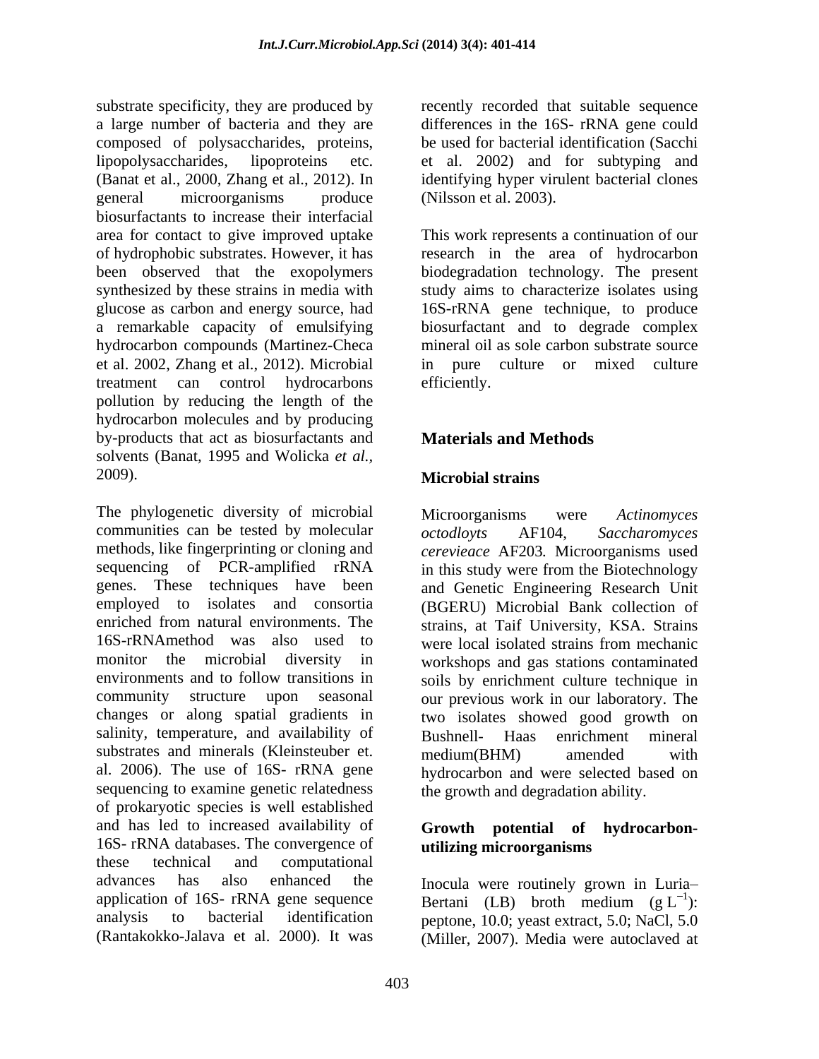substrate specificity, they are produced by a large number of bacteria and they are composed of polysaccharides, proteins, lipopolysaccharides, lipoproteins etc. (Banat et al., 2000, Zhang et al., 2012). In general microorganisms produce biosurfactants to increase their interfacial area for contact to give improved uptake of hydrophobic substrates. However, it has been observed that the exopolymers synthesized by these strains in media with glucose as carbon and energy source, had a remarkable capacity of emulsifying hydrocarbon compounds (Martinez-Checa et al. 2002, Zhang et al., 2012). Microbial treatment can control hydrocarbons pollution by reducing the length of the hydrocarbon molecules and by producing by-products that act as biosurfactants and solvents (Banat, 1995 and Wolicka *et al.*, 2009).

The phylogenetic diversity of microbial communities can be tested by molecular methods, like fingerprinting or cloning and sequencing of PCR-amplified rRNA genes. These techniques have been employed to isolates and consortia enriched from natural environments. The 16S-rRNAmethod was also used to monitor the microbial diversity in environments and to follow transitions in community structure upon seasonal changes or along spatial gradients in salinity, temperature, and availability of substrates and minerals (Kleinsteuber et. al. 2006). The use of 16S- rRNA gene sequencing to examine genetic relatedness of prokaryotic species is well established and has led to increased availability of 16S- rRNA databases. The convergence of these technical and computational advances has also enhanced the application of 16S- rRNA gene sequence analysis to bacterial identification (Rantakokko-Jalava et al. 2000). It was recently recorded that suitable sequence differences in the 16S- rRNA gene could be used for bacterial identification (Sacchi et al. 2002) and for subtyping and identifying hyper virulent bacterial clones (Nilsson et al. 2003).

This work represents a continuation of our research in the area of hydrocarbon biodegradation technology. The present study aims to characterize isolates using 16S-rRNA gene technique, to produce biosurfactant and to degrade complex mineral oil as sole carbon substrate source in pure culture or mixed culture efficiently.

## Materials and Methods

### Microbial strains

Microorganisms were *Actinomyces octodloyts* AF104, *Saccharomyces cerevieace* AF203. Microorganisms used in this study were from the Biotechnology and Genetic Engineering Research Unit (BGERU) Microbial Bank collection of strains, at Taif University, KSA. Strains were local isolated strains from mechanic workshops and gas stations contaminated soils by enrichment culture technique in our previous work in our laboratory. The two isolates showed good growth on Bushnell- Haas enrichment mineral medium(BHM) amended with hydrocarbon and were selected based on the growth and degradation ability.

### Growth potential of hydrocarbon-utilizing microorganisms

Inocula were routinely grown in Luria–Bertani (LB) broth medium (g $L^{-1}$): peptone, 10.0; yeast extract, 5.0; NaCl, 5.0 (Miller, 2007). Media were autoclaved at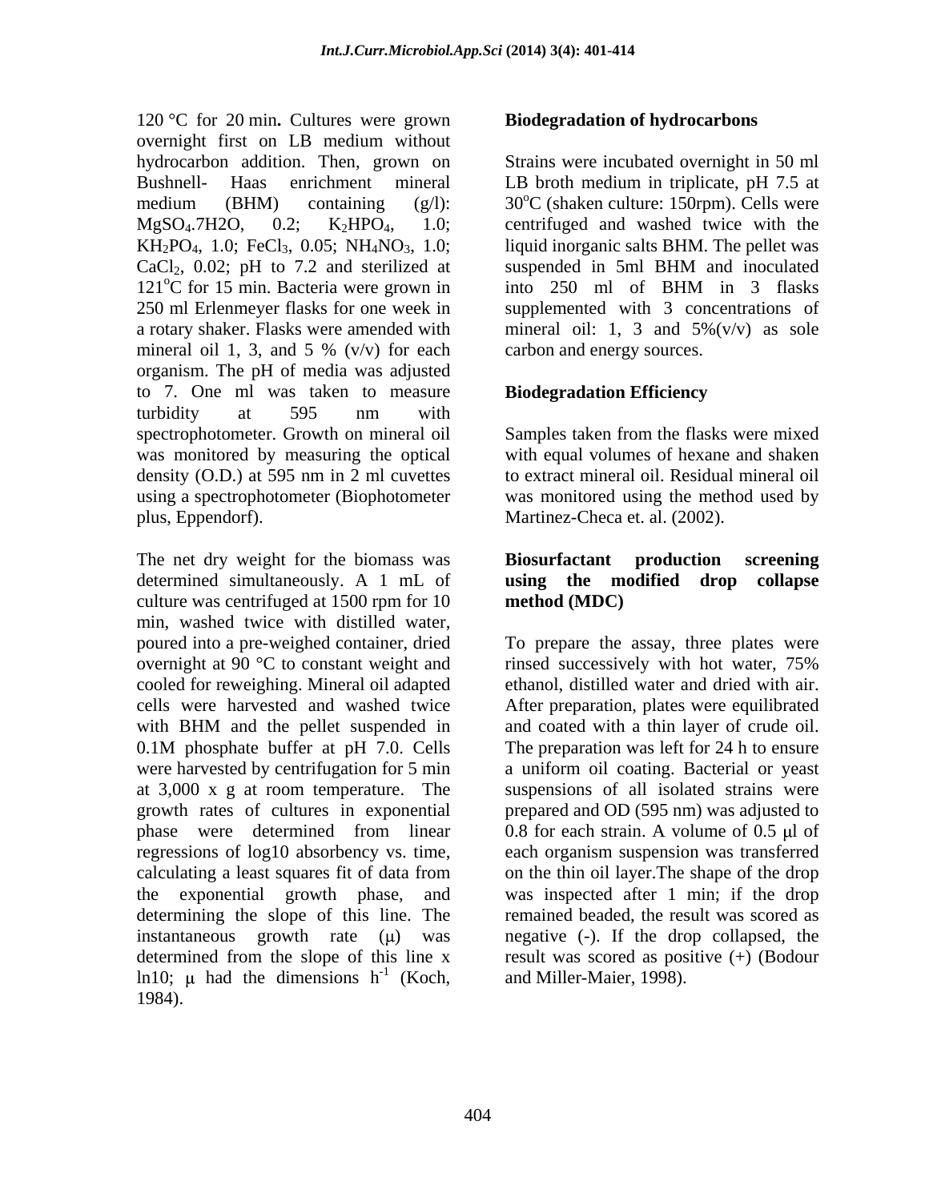120 °C for 20 min**.** Cultures were grown overnight first on LB medium without hydrocarbon addition. Then, grown on Bushnell- Haas enrichment mineral medium (BHM) containing (g/l): $MgSO_4.7H2O$, 0.2; $K_2HPO_4$, 1.0; $KH_2PO_4$, 1.0; $FeCl_3$, 0.05; $NH_4NO_3$, 1.0; $CaCl_2$, 0.02; pH to 7.2 and sterilized at $121^oC$ for 15 min. Bacteria were grown in 250 ml Erlenmeyer flasks for one week in a rotary shaker. Flasks were amended with mineral oil 1, 3, and 5 % (v/v) for each organism. The pH of media was adjusted to 7. One ml was taken to measure turbidity at 595 nm with spectrophotometer. Growth on mineral oil was monitored by measuring the optical density (O.D.) at 595 nm in 2 ml cuvettes using a spectrophotometer (Biophotometer plus, Eppendorf).

The net dry weight for the biomass was determined simultaneously. A 1 mL of culture was centrifuged at 1500 rpm for 10 min, washed twice with distilled water, poured into a pre-weighed container, dried overnight at 90 °C to constant weight and cooled for reweighing. Mineral oil adapted cells were harvested and washed twice with BHM and the pellet suspended in 0.1M phosphate buffer at pH 7.0. Cells were harvested by centrifugation for 5 min at 3,000 x g at room temperature. The growth rates of cultures in exponential phase were determined from linear regressions of log10 absorbency vs. time, calculating a least squares fit of data from the exponential growth phase, and determining the slope of this line. The instantaneous growth rate ($\mu$) was determined from the slope of this line x ln10; $\mu$ had the dimensions $h^{-1}$ (Koch, 1984).

**Biodegradation of hydrocarbons**

Strains were incubated overnight in 50 ml LB broth medium in triplicate, pH 7.5 at $30^oC$ (shaken culture: 150rpm). Cells were centrifuged and washed twice with the liquid inorganic salts BHM. The pellet was suspended in 5ml BHM and inoculated into 250 ml of BHM in 3 flasks supplemented with 3 concentrations of mineral oil: 1, 3 and 5%(v/v) as sole carbon and energy sources.

**Biodegradation Efficiency**

Samples taken from the flasks were mixed with equal volumes of hexane and shaken to extract mineral oil. Residual mineral oil was monitored using the method used by Martinez-Checa et. al. (2002).

**Biosurfactant production screening using the modified drop collapse method (MDC)**

To prepare the assay, three plates were rinsed successively with hot water, 75% ethanol, distilled water and dried with air. After preparation, plates were equilibrated and coated with a thin layer of crude oil. The preparation was left for 24 h to ensure a uniform oil coating. Bacterial or yeast suspensions of all isolated strains were prepared and OD (595 nm) was adjusted to 0.8 for each strain. A volume of 0.5 μl of each organism suspension was transferred on the thin oil layer.The shape of the drop was inspected after 1 min; if the drop remained beaded, the result was scored as negative (-). If the drop collapsed, the result was scored as positive (+) (Bodour and Miller-Maier, 1998).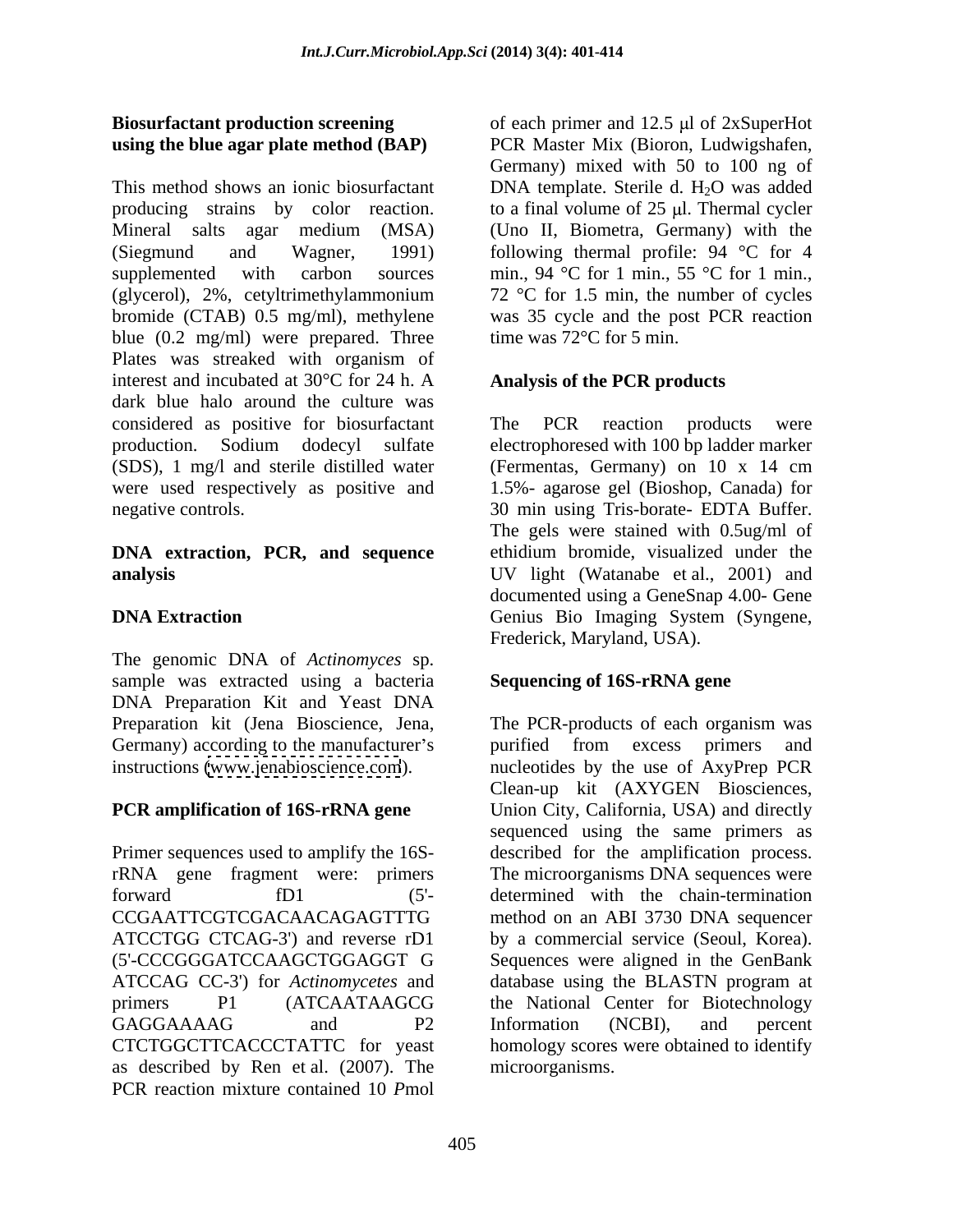### Biosurfactant production screening using the blue agar plate method (BAP)

This method shows an ionic biosurfactant producing strains by color reaction. Mineral salts agar medium (MSA) (Siegmund and Wagner, 1991) supplemented with carbon sources (glycerol), 2%, cetyltrimethylammonium bromide (CTAB) 0.5 mg/ml), methylene blue (0.2 mg/ml) were prepared. Three Plates was streaked with organism of interest and incubated at 30°C for 24 h. A dark blue halo around the culture was considered as positive for biosurfactant production. Sodium dodecyl sulfate (SDS), 1 mg/l and sterile distilled water were used respectively as positive and negative controls.

### DNA extraction, PCR, and sequence analysis

### DNA Extraction

The genomic DNA of *Actinomyces* sp. sample was extracted using a bacteria DNA Preparation Kit and Yeast DNA Preparation kit (Jena Bioscience, Jena, Germany) according to the manufacturer's instructions (www.jenabioscience.com).

### PCR amplification of 16S-rRNA gene

Primer sequences used to amplify the 16S-rRNA gene fragment were: primers forward fD1 (5'-CCGAATTCGTCGACAACAGAGTTTG ATCCTGG CTCAG-3') and reverse rD1 (5'-CCCGGGATCCAAGCTGGAGGT G ATCCAG CC-3') for *Actinomycetes* and primers P1 (ATCAATAAGCG GAGGAAAAG and P2 CTCTGGCTTCACCCTATTC for yeast as described by Ren et al. (2007). The PCR reaction mixture contained 10 *P*mol of each primer and 12.5 μl of 2xSuperHot PCR Master Mix (Bioron, Ludwigshafen, Germany) mixed with 50 to 100 ng of DNA template. Sterile d. $H_2O$ was added to a final volume of 25 μl. Thermal cycler (Uno II, Biometra, Germany) with the following thermal profile: 94 °C for 4 min., 94 °C for 1 min., 55 °C for 1 min., 72 °C for 1.5 min, the number of cycles was 35 cycle and the post PCR reaction time was 72°C for 5 min.

### Analysis of the PCR products

The PCR reaction products were electrophoresed with 100 bp ladder marker (Fermentas, Germany) on 10 x 14 cm 1.5%- agarose gel (Bioshop, Canada) for 30 min using Tris-borate- EDTA Buffer. The gels were stained with 0.5ug/ml of ethidium bromide, visualized under the UV light (Watanabe et al., 2001) and documented using a GeneSnap 4.00- Gene Genius Bio Imaging System (Syngene, Frederick, Maryland, USA).

### Sequencing of 16S-rRNA gene

The PCR-products of each organism was purified from excess primers and nucleotides by the use of AxyPrep PCR Clean-up kit (AXYGEN Biosciences, Union City, California, USA) and directly sequenced using the same primers as described for the amplification process. The microorganisms DNA sequences were determined with the chain-termination method on an ABI 3730 DNA sequencer by a commercial service (Seoul, Korea). Sequences were aligned in the GenBank database using the BLASTN program at the National Center for Biotechnology Information (NCBI), and percent homology scores were obtained to identify microorganisms.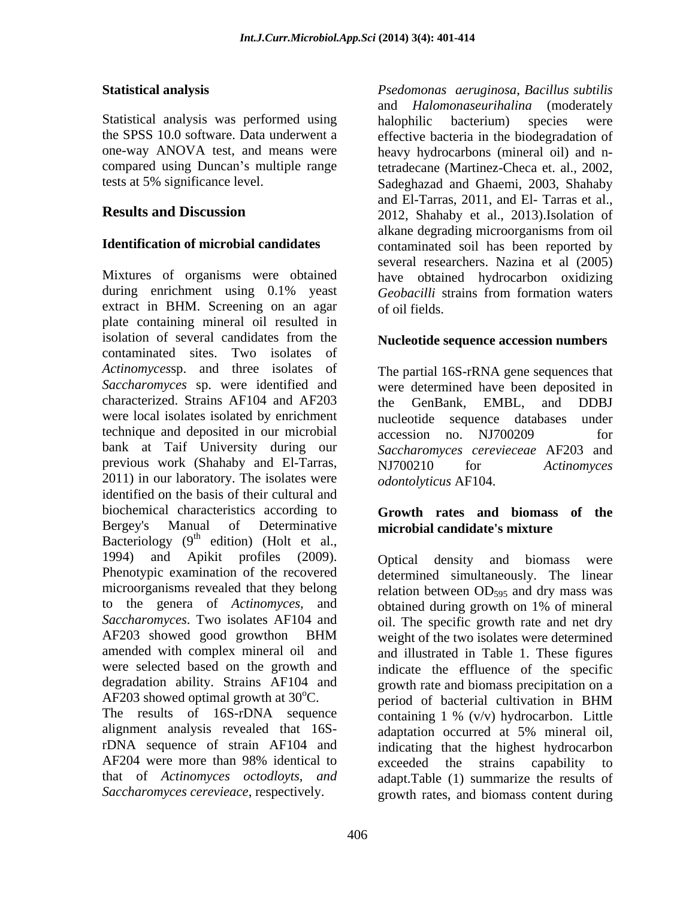## Statistical analysis

Statistical analysis was performed using the SPSS 10.0 software. Data underwent a one-way ANOVA test, and means were compared using Duncan's multiple range tests at 5% significance level.

## Results and Discussion

### Identification of microbial candidates

Mixtures of organisms were obtained during enrichment using 0.1% yeast extract in BHM. Screening on an agar plate containing mineral oil resulted in isolation of several candidates from the contaminated sites. Two isolates of *Actinomyces*sp. and three isolates of *Saccharomyces* sp. were identified and characterized. Strains AF104 and AF203 were local isolates isolated by enrichment technique and deposited in our microbial bank at Taif University during our previous work (Shahaby and El-Tarras, 2011) in our laboratory. The isolates were identified on the basis of their cultural and biochemical characteristics according to Bergey's Manual of Determinative Bacteriology (9th edition) (Holt et al., 1994) and Apikit profiles (2009). Phenotypic examination of the recovered microorganisms revealed that they belong to the genera of *Actinomyces*, and *Saccharomyces*. Two isolates AF104 and AF203 showed good growthon BHM amended with complex mineral oil and were selected based on the growth and degradation ability. Strains AF104 and AF203 showed optimal growth at 30$^o$C. The results of 16S-rDNA sequence alignment analysis revealed that 16S-rDNA sequence of strain AF104 and AF204 were more than 98% identical to that of *Actinomyces octodloyts*, *and Saccharomyces cerevieace*, respectively. *Psedomonas aeruginosa*, *Bacillus subtilis* and *Halomonaseurihalina* (moderately halophilic bacterium) species were effective bacteria in the biodegradation of heavy hydrocarbons (mineral oil) and n-tetradecane (Martinez-Checa et. al., 2002, Sadeghazad and Ghaemi, 2003, Shahaby and El-Tarras, 2011, and El- Tarras et al., 2012, Shahaby et al., 2013).Isolation of alkane degrading microorganisms from oil contaminated soil has been reported by several researchers. Nazina et al (2005) have obtained hydrocarbon oxidizing *Geobacilli* strains from formation waters of oil fields.

### Nucleotide sequence accession numbers

The partial 16S-rRNA gene sequences that were determined have been deposited in the GenBank, EMBL, and DDBJ nucleotide sequence databases under accession no. NJ700209 for *Saccharomyces cerevieceae* AF203 and NJ700210 for *Actinomyces odontolyticus* AF104.

### Growth rates and biomass of the microbial candidate's mixture

Optical density and biomass were determined simultaneously. The linear relation between $OD_{595}$ and dry mass was obtained during growth on 1% of mineral oil. The specific growth rate and net dry weight of the two isolates were determined and illustrated in Table 1. These figures indicate the effluence of the specific growth rate and biomass precipitation on a period of bacterial cultivation in BHM containing 1 % (v/v) hydrocarbon. Little adaptation occurred at 5% mineral oil, indicating that the highest hydrocarbon exceeded the strains capability to adapt.Table (1) summarize the results of growth rates, and biomass content during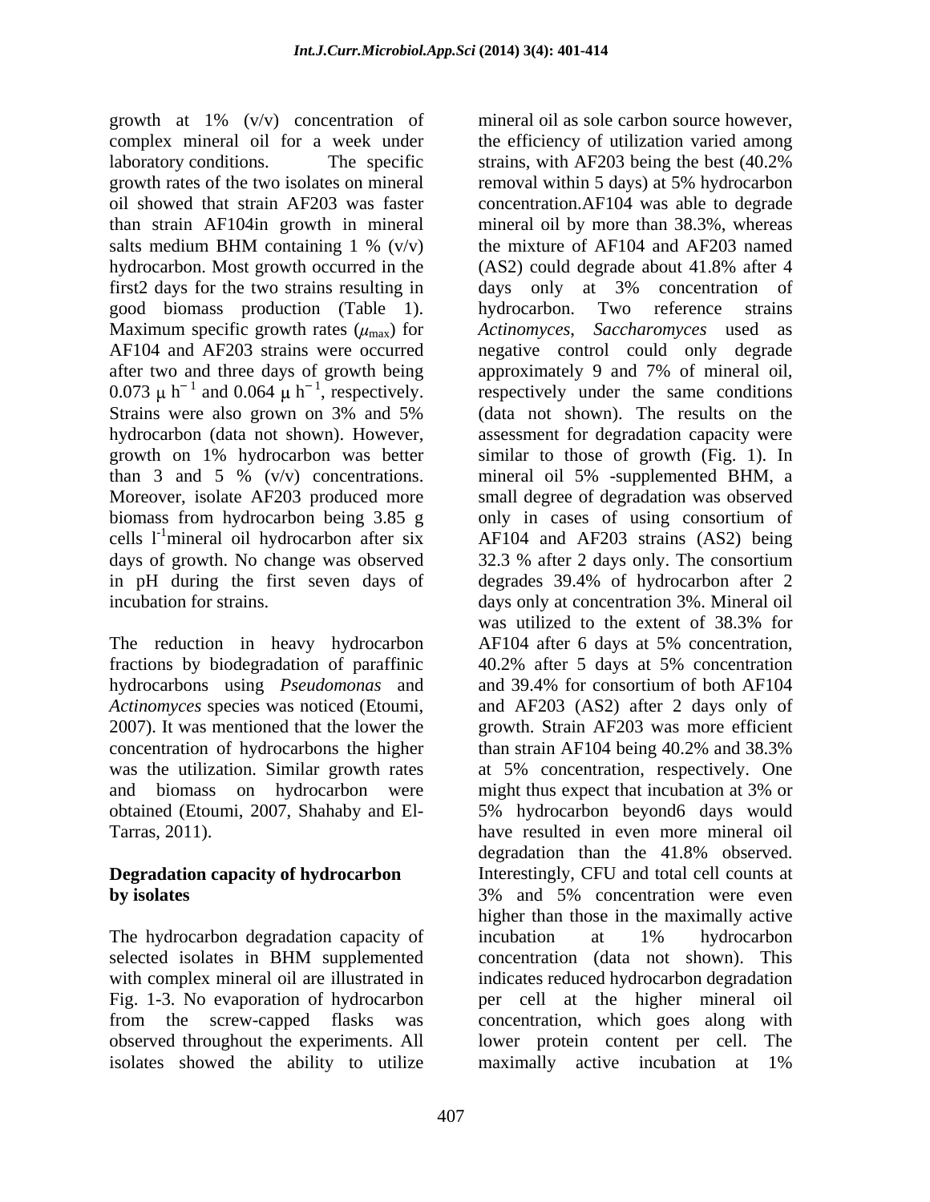growth at 1% (v/v) concentration of complex mineral oil for a week under laboratory conditions. The specific growth rates of the two isolates on mineral oil showed that strain AF203 was faster than strain AF104in growth in mineral salts medium BHM containing 1 % (v/v) hydrocarbon. Most growth occurred in the first2 days for the two strains resulting in good biomass production (Table 1). Maximum specific growth rates ($\mu_{max}$) for AF104 and AF203 strains were occurred after two and three days of growth being 0.073 $\mu$ $h^{-1}$ and 0.064 $\mu$ $h^{-1}$, respectively. Strains were also grown on 3% and 5% hydrocarbon (data not shown). However, growth on 1% hydrocarbon was better than 3 and 5 % (v/v) concentrations. Moreover, isolate AF203 produced more biomass from hydrocarbon being 3.85 g cells $l^{-1}$mineral oil hydrocarbon after six days of growth. No change was observed in pH during the first seven days of incubation for strains.

The reduction in heavy hydrocarbon fractions by biodegradation of paraffinic hydrocarbons using *Pseudomonas* and *Actinomyces* species was noticed (Etoumi, 2007). It was mentioned that the lower the concentration of hydrocarbons the higher was the utilization. Similar growth rates and biomass on hydrocarbon were obtained (Etoumi, 2007, Shahaby and El-Tarras, 2011).

## Degradation capacity of hydrocarbon by isolates

The hydrocarbon degradation capacity of selected isolates in BHM supplemented with complex mineral oil are illustrated in Fig. 1-3. No evaporation of hydrocarbon from the screw-capped flasks was observed throughout the experiments. All isolates showed the ability to utilize mineral oil as sole carbon source however, the efficiency of utilization varied among strains, with AF203 being the best (40.2% removal within 5 days) at 5% hydrocarbon concentration.AF104 was able to degrade mineral oil by more than 38.3%, whereas the mixture of AF104 and AF203 named (AS2) could degrade about 41.8% after 4 days only at 3% concentration of hydrocarbon. Two reference strains *Actinomyces*, *Saccharomyces* used as negative control could only degrade approximately 9 and 7% of mineral oil, respectively under the same conditions (data not shown). The results on the assessment for degradation capacity were similar to those of growth (Fig. 1). In mineral oil 5% -supplemented BHM, a small degree of degradation was observed only in cases of using consortium of AF104 and AF203 strains (AS2) being 32.3 % after 2 days only. The consortium degrades 39.4% of hydrocarbon after 2 days only at concentration 3%. Mineral oil was utilized to the extent of 38.3% for AF104 after 6 days at 5% concentration, 40.2% after 5 days at 5% concentration and 39.4% for consortium of both AF104 and AF203 (AS2) after 2 days only of growth. Strain AF203 was more efficient than strain AF104 being 40.2% and 38.3% at 5% concentration, respectively. One might thus expect that incubation at 3% or 5% hydrocarbon beyond6 days would have resulted in even more mineral oil degradation than the 41.8% observed. Interestingly, CFU and total cell counts at 3% and 5% concentration were even higher than those in the maximally active incubation at 1% hydrocarbon concentration (data not shown). This indicates reduced hydrocarbon degradation per cell at the higher mineral oil concentration, which goes along with lower protein content per cell. The maximally active incubation at 1%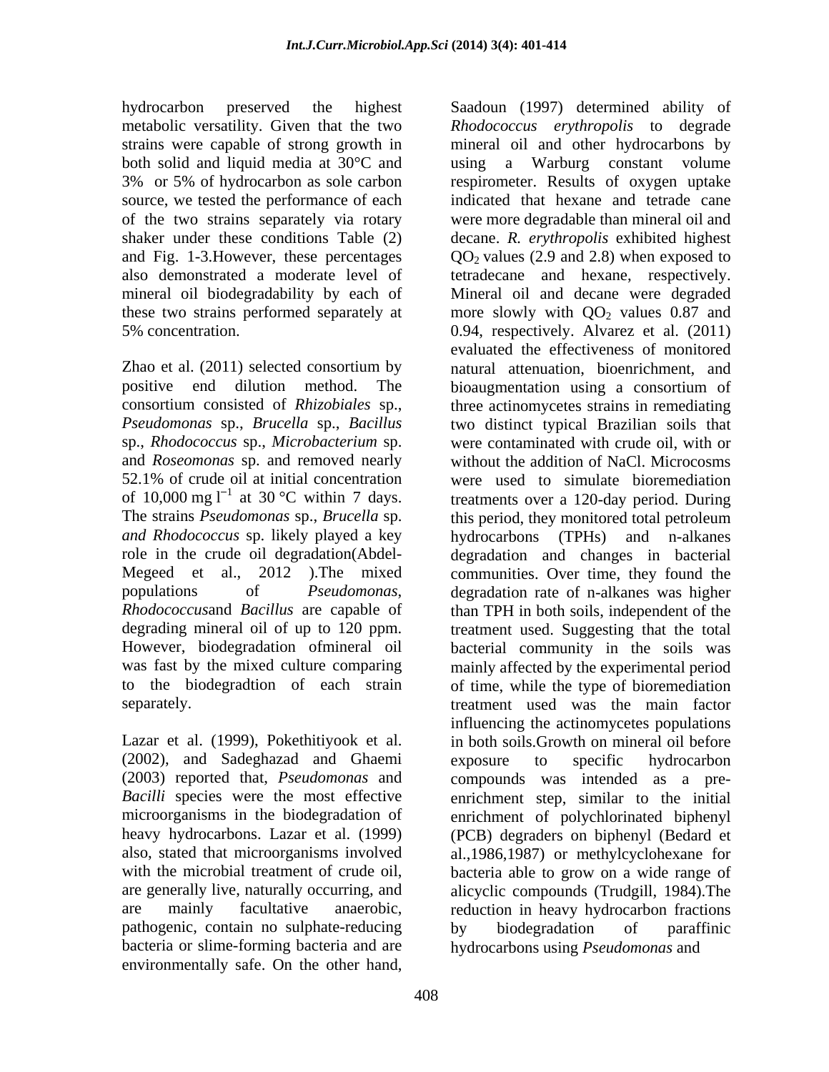hydrocarbon preserved the highest metabolic versatility. Given that the two strains were capable of strong growth in both solid and liquid media at 30°C and 3% or 5% of hydrocarbon as sole carbon source, we tested the performance of each of the two strains separately via rotary shaker under these conditions Table (2) and Fig. 1-3.However, these percentages also demonstrated a moderate level of mineral oil biodegradability by each of these two strains performed separately at 5% concentration.

Zhao et al. (2011) selected consortium by positive end dilution method. The consortium consisted of *Rhizobiales* sp., *Pseudomonas* sp., *Brucella* sp., *Bacillus* sp., *Rhodococcus* sp., *Microbacterium* sp. and *Roseomonas* sp. and removed nearly 52.1% of crude oil at initial concentration of 10,000 mg $l^{-1}$ at 30 °C within 7 days. The strains *Pseudomonas* sp., *Brucella* sp. *and Rhodococcus* sp. likely played a key role in the crude oil degradation(Abdel-Megeed et al., 2012 ).The mixed populations of *Pseudomonas*, *Rhodococcus*and *Bacillus* are capable of degrading mineral oil of up to 120 ppm. However, biodegradation ofmineral oil was fast by the mixed culture comparing to the biodegradtion of each strain separately.

Lazar et al. (1999), Pokethitiyook et al. (2002), and Sadeghazad and Ghaemi (2003) reported that, *Pseudomonas* and *Bacilli* species were the most effective microorganisms in the biodegradation of heavy hydrocarbons. Lazar et al. (1999) also, stated that microorganisms involved with the microbial treatment of crude oil, are generally live, naturally occurring, and are mainly facultative anaerobic, pathogenic, contain no sulphate-reducing bacteria or slime-forming bacteria and are environmentally safe. On the other hand, Saadoun (1997) determined ability of *Rhodococcus erythropolis* to degrade mineral oil and other hydrocarbons by using a Warburg constant volume respirometer. Results of oxygen uptake indicated that hexane and tetrade cane were more degradable than mineral oil and decane. *R. erythropolis* exhibited highest $QO_2$ values (2.9 and 2.8) when exposed to tetradecane and hexane, respectively. Mineral oil and decane were degraded more slowly with $QO_2$ values 0.87 and 0.94, respectively. Alvarez et al. (2011) evaluated the effectiveness of monitored natural attenuation, bioenrichment, and bioaugmentation using a consortium of three actinomycetes strains in remediating two distinct typical Brazilian soils that were contaminated with crude oil, with or without the addition of NaCl. Microcosms were used to simulate bioremediation treatments over a 120-day period. During this period, they monitored total petroleum hydrocarbons (TPHs) and n-alkanes degradation and changes in bacterial communities. Over time, they found the degradation rate of n-alkanes was higher than TPH in both soils, independent of the treatment used. Suggesting that the total bacterial community in the soils was mainly affected by the experimental period of time, while the type of bioremediation treatment used was the main factor influencing the actinomycetes populations in both soils.Growth on mineral oil before exposure to specific hydrocarbon compounds was intended as a pre-enrichment step, similar to the initial enrichment of polychlorinated biphenyl (PCB) degraders on biphenyl (Bedard et al.,1986,1987) or methylcyclohexane for bacteria able to grow on a wide range of alicyclic compounds (Trudgill, 1984).The reduction in heavy hydrocarbon fractions by biodegradation of paraffinic hydrocarbons using *Pseudomonas* and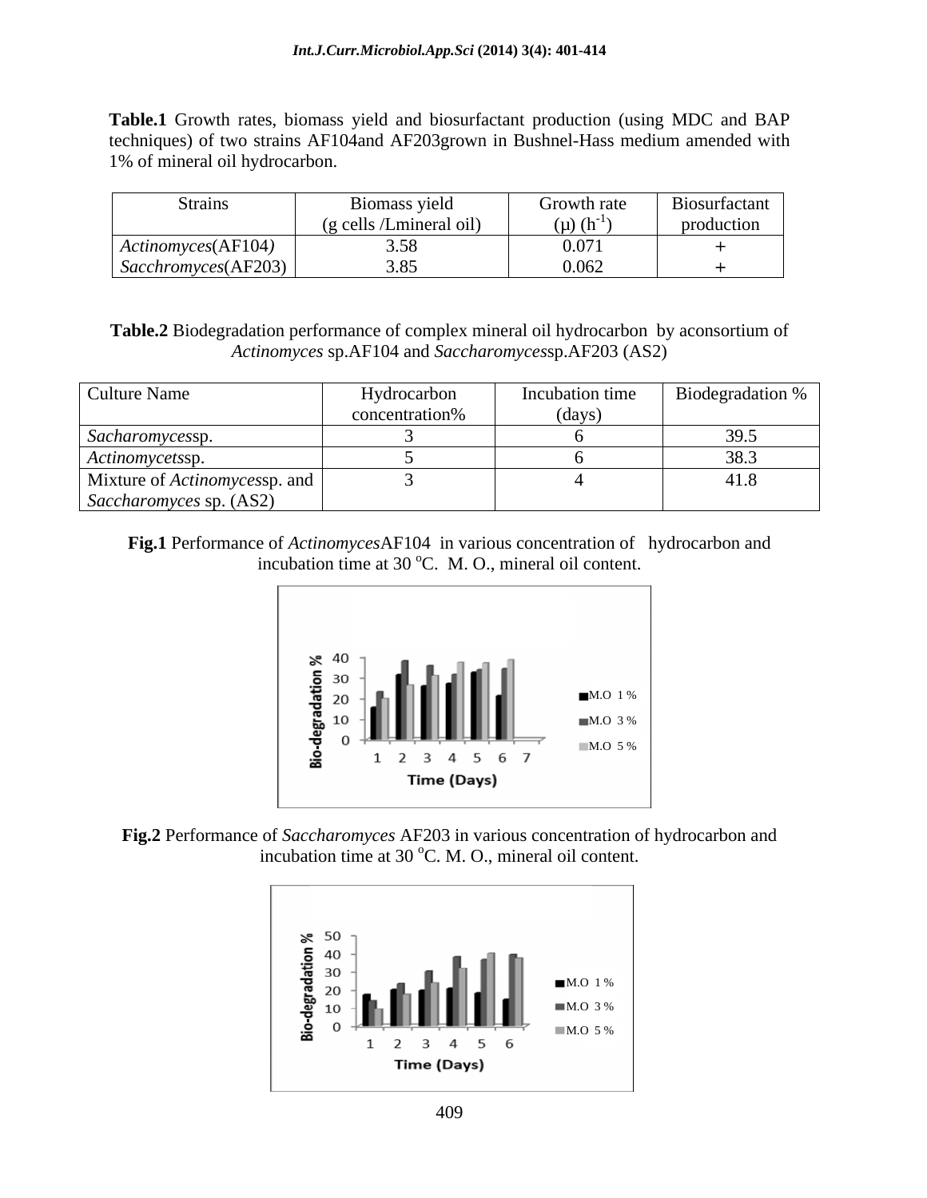**Table.1** Growth rates, biomass yield and biosurfactant production (using MDC and BAP techniques) of two strains AF104and AF203grown in Bushnel-Hass medium amended with 1% of mineral oil hydrocarbon.

| Strains | Biomass yield (g cells /Lmineral oil) | Growth rate ($\mu$) ($h^{-1}$) | Biosurfactant production |
|---|---|---|---|
| *Actinomyces*(AF104) | 3.58 | 0.071 | + |
| *Sacchromyces*(AF203) | 3.85 | 0.062 | + |

**Table.2** Biodegradation performance of complex mineral oil hydrocarbon by aconsortium of *Actinomyces* sp.AF104 and *Saccharomyces*sp.AF203 (AS2)

| Culture Name | Hydrocarbon concentration% | Incubation time (days) | Biodegradation % |
|---|---|---|---|
| *Sacharomyces*sp. | 3 | 6 | 39.5 |
| *Actinomycets*sp. | 5 | 6 | 38.3 |
| Mixture of *Actinomyces*sp. and *Saccharomyces* sp. (AS2) | 3 | 4 | 41.8 |

**Fig.1** Performance of *Actinomyces*AF104 in various concentration of hydrocarbon and incubation time at 30 $^{o}$C. M. O., mineral oil content.

**Fig.2** Performance of *Saccharomyces* AF203 in various concentration of hydrocarbon and incubation time at 30 $^{o}$C. M. O., mineral oil content.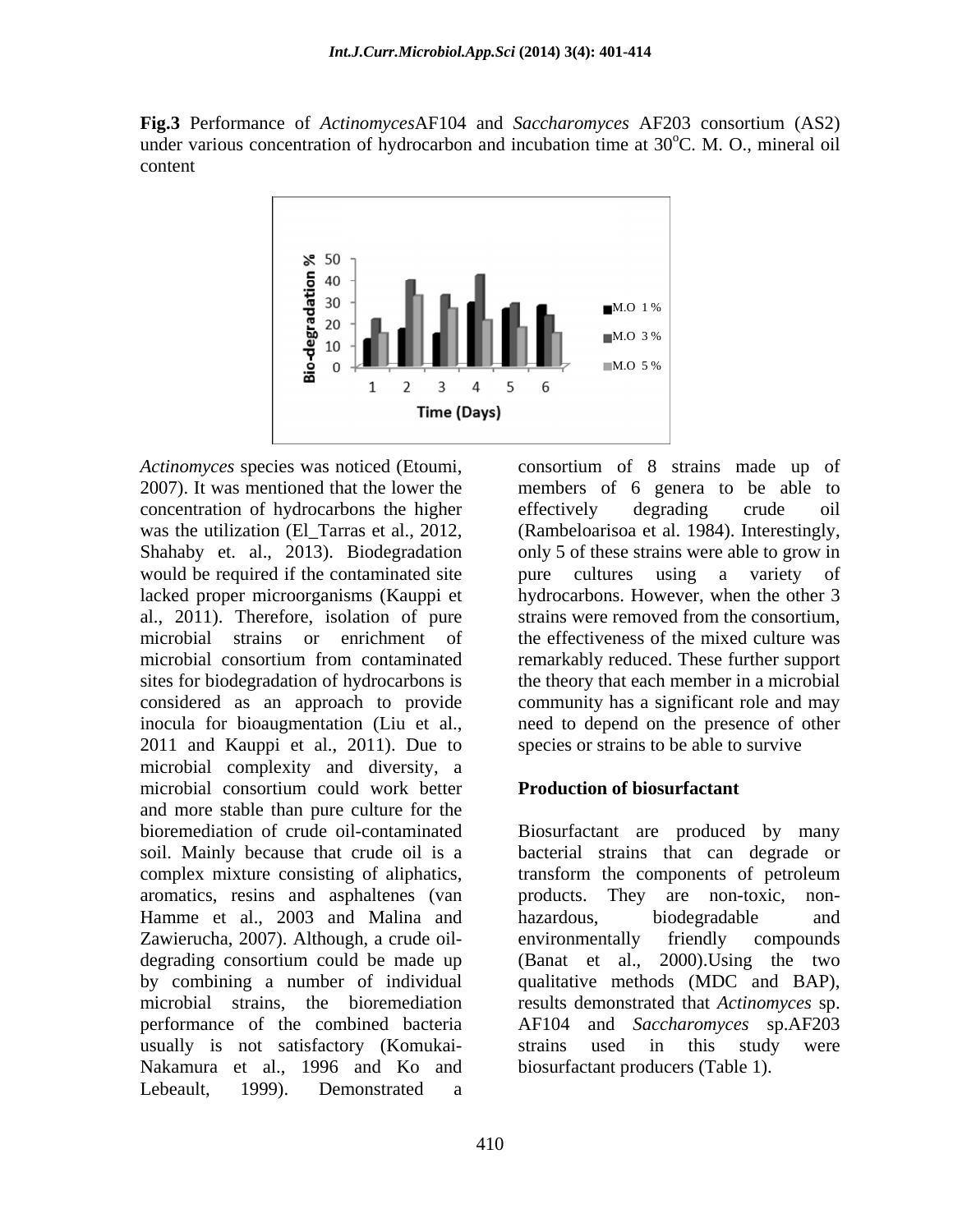**Fig.3** Performance of *Actinomyces*AF104 and *Saccharomyces* AF203 consortium (AS2) under various concentration of hydrocarbon and incubation time at 30$^{o}$C. M. O., mineral oil content

*Actinomyces* species was noticed (Etoumi, 2007). It was mentioned that the lower the concentration of hydrocarbons the higher was the utilization (El_Tarras et al., 2012, Shahaby et. al., 2013). Biodegradation would be required if the contaminated site lacked proper microorganisms (Kauppi et al., 2011). Therefore, isolation of pure microbial strains or enrichment of microbial consortium from contaminated sites for biodegradation of hydrocarbons is considered as an approach to provide inocula for bioaugmentation (Liu et al., 2011 and Kauppi et al., 2011). Due to microbial complexity and diversity, a microbial consortium could work better and more stable than pure culture for the bioremediation of crude oil-contaminated soil. Mainly because that crude oil is a complex mixture consisting of aliphatics, aromatics, resins and asphaltenes (van Hamme et al., 2003 and Malina and Zawierucha, 2007). Although, a crude oil-degrading consortium could be made up by combining a number of individual microbial strains, the bioremediation performance of the combined bacteria usually is not satisfactory (Komukai-Nakamura et al., 1996 and Ko and Lebeault, 1999). Demonstrated a consortium of 8 strains made up of members of 6 genera to be able to effectively degrading crude oil (Rambeloarisoa et al. 1984). Interestingly, only 5 of these strains were able to grow in pure cultures using a variety of hydrocarbons. However, when the other 3 strains were removed from the consortium, the effectiveness of the mixed culture was remarkably reduced. These further support the theory that each member in a microbial community has a significant role and may need to depend on the presence of other species or strains to be able to survive

## Production of biosurfactant

Biosurfactant are produced by many bacterial strains that can degrade or transform the components of petroleum products. They are non-toxic, non-hazardous, biodegradable and environmentally friendly compounds (Banat et al., 2000).Using the two qualitative methods (MDC and BAP), results demonstrated that *Actinomyces* sp. AF104 and *Saccharomyces* sp.AF203 strains used in this study were biosurfactant producers (Table 1).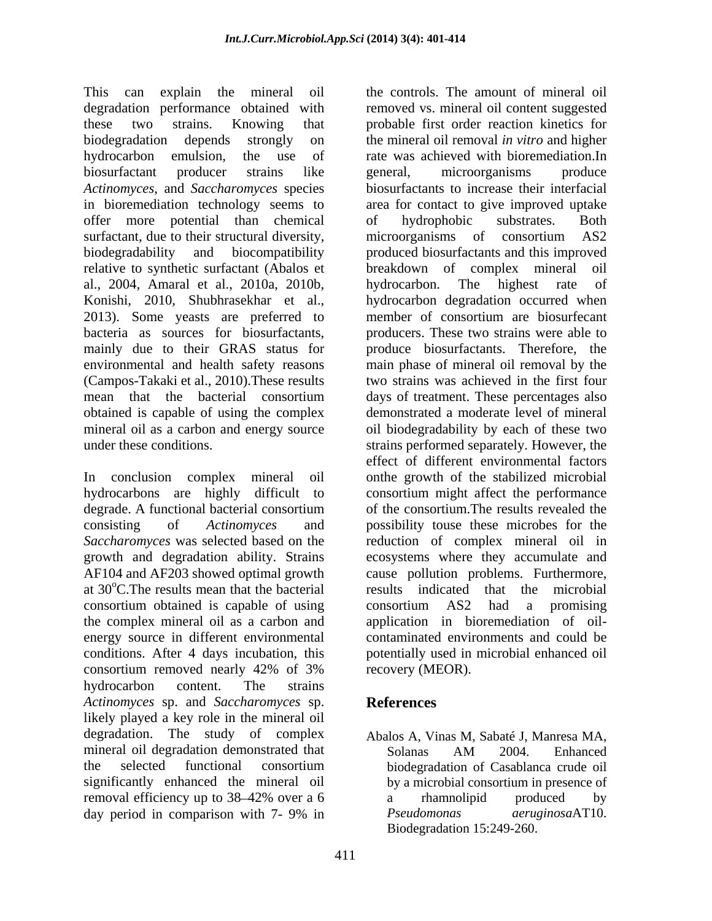This can explain the mineral oil degradation performance obtained with these two strains. Knowing that biodegradation depends strongly on hydrocarbon emulsion, the use of biosurfactant producer strains like *Actinomyces*, and *Saccharomyces* species in bioremediation technology seems to offer more potential than chemical surfactant, due to their structural diversity, biodegradability and biocompatibility relative to synthetic surfactant (Abalos et al., 2004, Amaral et al., 2010a, 2010b, Konishi, 2010, Shubhrasekhar et al., 2013). Some yeasts are preferred to bacteria as sources for biosurfactants, mainly due to their GRAS status for environmental and health safety reasons (Campos-Takaki et al., 2010).These results mean that the bacterial consortium obtained is capable of using the complex mineral oil as a carbon and energy source under these conditions.

In conclusion complex mineral oil hydrocarbons are highly difficult to degrade. A functional bacterial consortium consisting of *Actinomyces* and *Saccharomyces* was selected based on the growth and degradation ability. Strains AF104 and AF203 showed optimal growth at $30^{o}$C.The results mean that the bacterial consortium obtained is capable of using the complex mineral oil as a carbon and energy source in different environmental conditions. After 4 days incubation, this consortium removed nearly 42% of 3% hydrocarbon content. The strains *Actinomyces* sp. and *Saccharomyces* sp. likely played a key role in the mineral oil degradation. The study of complex mineral oil degradation demonstrated that the selected functional consortium significantly enhanced the mineral oil removal efficiency up to 38–42% over a 6 day period in comparison with 7- 9% in the controls. The amount of mineral oil removed vs. mineral oil content suggested probable first order reaction kinetics for the mineral oil removal *in vitro* and higher rate was achieved with bioremediation.In general, microorganisms produce biosurfactants to increase their interfacial area for contact to give improved uptake of hydrophobic substrates. Both microorganisms of consortium AS2 produced biosurfactants and this improved breakdown of complex mineral oil hydrocarbon. The highest rate of hydrocarbon degradation occurred when member of consortium are biosurfecant producers. These two strains were able to produce biosurfactants. Therefore, the main phase of mineral oil removal by the two strains was achieved in the first four days of treatment. These percentages also demonstrated a moderate level of mineral oil biodegradability by each of these two strains performed separately. However, the effect of different environmental factors onthe growth of the stabilized microbial consortium might affect the performance of the consortium.The results revealed the possibility touse these microbes for the reduction of complex mineral oil in ecosystems where they accumulate and cause pollution problems. Furthermore, results indicated that the microbial consortium AS2 had a promising application in bioremediation of oil-contaminated environments and could be potentially used in microbial enhanced oil recovery (MEOR).

## References

Abalos A, Vinas M, Sabaté J, Manresa MA, Solanas AM 2004. Enhanced biodegradation of Casablanca crude oil by a microbial consortium in presence of a rhamnolipid produced by *Pseudomonas aeruginosa*AT10. Biodegradation 15:249-260.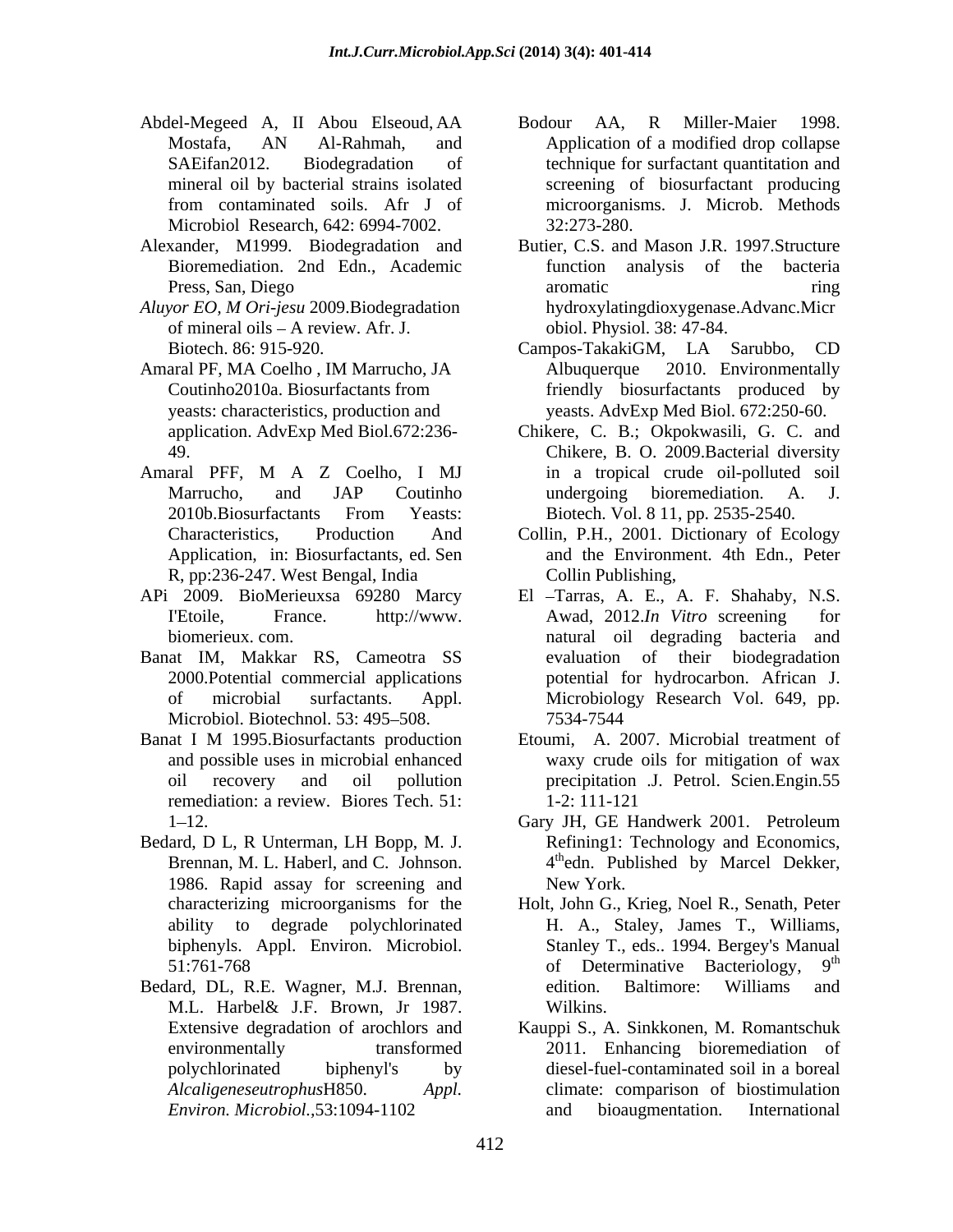Abdel-Megeed A, II Abou Elseoud, AA Mostafa, AN Al-Rahmah, and SAEifan2012. Biodegradation of mineral oil by bacterial strains isolated from contaminated soils. Afr J of Microbiol Research, 642: 6994-7002.

Alexander, M1999. Biodegradation and Bioremediation. 2nd Edn., Academic Press, San, Diego

*Aluyor EO, M Ori-jesu* 2009.Biodegradation of mineral oils – A review. Afr. J. Biotech. 86: 915-920.

Amaral PF, MA Coelho , IM Marrucho, JA Coutinho2010a. Biosurfactants from yeasts: characteristics, production and application. AdvExp Med Biol.672:236-49.

Amaral PFF, M A Z Coelho, I MJ Marrucho, and JAP Coutinho 2010b.Biosurfactants From Yeasts: Characteristics, Production And Application, in: Biosurfactants, ed. Sen R, pp:236-247. West Bengal, India

APi 2009. BioMerieuxsa 69280 Marcy I'Etoile, France. http://www. biomerieux. com.

Banat IM, Makkar RS, Cameotra SS 2000.Potential commercial applications of microbial surfactants. Appl. Microbiol. Biotechnol. 53: 495–508.

Banat I M 1995.Biosurfactants production and possible uses in microbial enhanced oil recovery and oil pollution remediation: a review. Biores Tech. 51: 1–12.

Bedard, D L, R Unterman, LH Bopp, M. J. Brennan, M. L. Haberl, and C. Johnson. 1986. Rapid assay for screening and characterizing microorganisms for the ability to degrade polychlorinated biphenyls. Appl. Environ. Microbiol. 51:761-768

Bedard, DL, R.E. Wagner, M.J. Brennan, M.L. Harbel& J.F. Brown, Jr 1987. Extensive degradation of arochlors and environmentally transformed polychlorinated biphenyl's by *Alcaligeneseutrophus*H850. *Appl. Environ. Microbiol.*,53:1094-1102

Bodour AA, R Miller-Maier 1998. Application of a modified drop collapse technique for surfactant quantitation and screening of biosurfactant producing microorganisms. J. Microb. Methods 32:273-280.

Butier, C.S. and Mason J.R. 1997.Structure function analysis of the bacteria aromatic ring hydroxylatingdioxygenase.Advanc.Microbiol. Physiol. 38: 47-84.

Campos-TakakiGM, LA Sarubbo, CD Albuquerque 2010. Environmentally friendly biosurfactants produced by yeasts. AdvExp Med Biol. 672:250-60.

Chikere, C. B.; Okpokwasili, G. C. and Chikere, B. O. 2009.Bacterial diversity in a tropical crude oil-polluted soil undergoing bioremediation. A. J. Biotech. Vol. 8 11, pp. 2535-2540.

Collin, P.H., 2001. Dictionary of Ecology and the Environment. 4th Edn., Peter Collin Publishing,

El –Tarras, A. E., A. F. Shahaby, N.S. Awad, 2012.*In Vitro* screening for natural oil degrading bacteria and evaluation of their biodegradation potential for hydrocarbon. African J. Microbiology Research Vol. 649, pp. 7534-7544

Etoumi, A. 2007. Microbial treatment of waxy crude oils for mitigation of wax precipitation .J. Petrol. Scien.Engin.55 1-2: 111-121

Gary JH, GE Handwerk 2001. Petroleum Refining1: Technology and Economics, 4thedn. Published by Marcel Dekker, New York.

Holt, John G., Krieg, Noel R., Senath, Peter H. A., Staley, James T., Williams, Stanley T., eds.. 1994. Bergey's Manual of Determinative Bacteriology, 9th edition. Baltimore: Williams and Wilkins.

Kauppi S., A. Sinkkonen, M. Romantschuk 2011. Enhancing bioremediation of diesel-fuel-contaminated soil in a boreal climate: comparison of biostimulation and bioaugmentation. International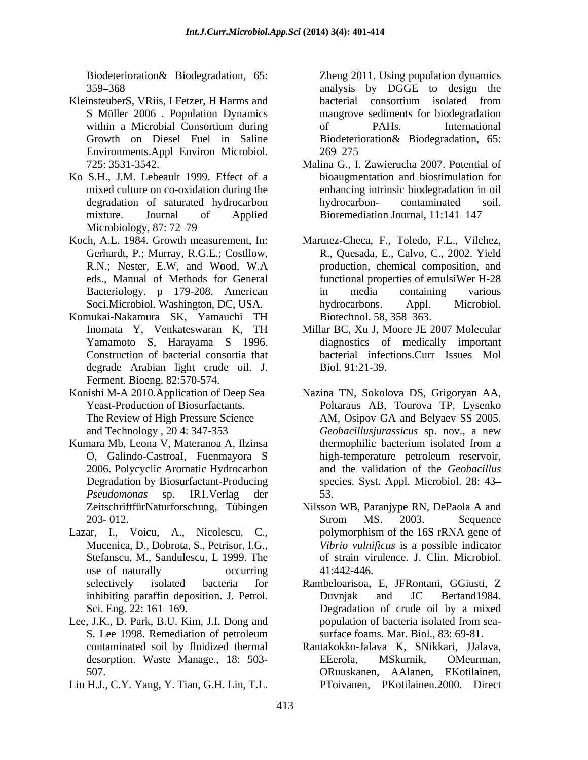Biodeterioration& Biodegradation, 65: 359–368

KleinsteuberS, VRiis, I Fetzer, H Harms and S Müller 2006 . Population Dynamics within a Microbial Consortium during Growth on Diesel Fuel in Saline Environments.Appl Environ Microbiol. 725: 3531-3542.

Ko S.H., J.M. Lebeault 1999. Effect of a mixed culture on co-oxidation during the degradation of saturated hydrocarbon mixture. Journal of Applied Microbiology, 87: 72–79

Koch, A.L. 1984. Growth measurement, In: Gerhardt, P.; Murray, R.G.E.; Costllow, R.N.; Nester, E.W, and Wood, W.A eds., Manual of Methods for General Bacteriology. p 179-208. American Soci.Microbiol. Washington, DC, USA.

Komukai-Nakamura SK, Yamauchi TH Inomata Y, Venkateswaran K, TH Yamamoto S, Harayama S 1996. Construction of bacterial consortia that degrade Arabian light crude oil. J. Ferment. Bioeng. 82:570-574.

Konishi M-A 2010.Application of Deep Sea Yeast-Production of Biosurfactants. The Review of High Pressure Science and Technology , 20 4: 347-353

Kumara Mb, Leona V, Materanoa A, Ilzinsa O, Galindo-CastroaI, Fuenmayora S 2006. Polycyclic Aromatic Hydrocarbon Degradation by Biosurfactant-Producing *Pseudomonas* sp. IR1.Verlag der ZeitschriftfürNaturforschung, Tübingen 203- 012.

Lazar, I., Voicu, A., Nicolescu, C., Mucenica, D., Dobrota, S., Petrisor, I.G., Stefanscu, M., Sandulescu, L 1999. The use of naturally occurring selectively isolated bacteria for inhibiting paraffin deposition. J. Petrol. Sci. Eng. 22: 161–169.

Lee, J.K., D. Park, B.U. Kim, J.I. Dong and S. Lee 1998. Remediation of petroleum contaminated soil by fluidized thermal desorption. Waste Manage., 18: 503-507.

Liu H.J., C.Y. Yang, Y. Tian, G.H. Lin, T.L. Zheng 2011. Using population dynamics analysis by DGGE to design the bacterial consortium isolated from mangrove sediments for biodegradation of PAHs. International Biodeterioration& Biodegradation, 65: 269–275

Malina G., I. Zawierucha 2007. Potential of bioaugmentation and biostimulation for enhancing intrinsic biodegradation in oil hydrocarbon- contaminated soil. Bioremediation Journal, 11:141–147

Martnez-Checa, F., Toledo, F.L., Vilchez, R., Quesada, E., Calvo, C., 2002. Yield production, chemical composition, and functional properties of emulsiWer H-28 in media containing various hydrocarbons. Appl. Microbiol. Biotechnol. 58, 358–363.

Millar BC, Xu J, Moore JE 2007 Molecular diagnostics of medically important bacterial infections.Curr Issues Mol Biol. 91:21-39.

Nazina TN, Sokolova DS, Grigoryan AA, Poltaraus AB, Tourova TP, Lysenko AM, Osipov GA and Belyaev SS 2005. *Geobacillusjurassicus* sp. nov., a new thermophilic bacterium isolated from a high-temperature petroleum reservoir, and the validation of the *Geobacillus* species. Syst. Appl. Microbiol. 28: 43–53.

Nilsson WB, Paranjype RN, DePaola A and Strom MS. 2003. Sequence polymorphism of the 16S rRNA gene of *Vibrio vulnificus* is a possible indicator of strain virulence. J. Clin. Microbiol. 41:442-446.

Rambeloarisoa, E, JFRontani, GGiusti, Z Duvnjak and JC Bertand1984. Degradation of crude oil by a mixed population of bacteria isolated from sea-surface foams. Mar. Biol., 83: 69-81.

Rantakokko-Jalava K, SNikkari, JJalava, EEerola, MSkurnik, OMeurman, ORuuskanen, AAlanen, EKotilainen, PToivanen, PKotilainen.2000. Direct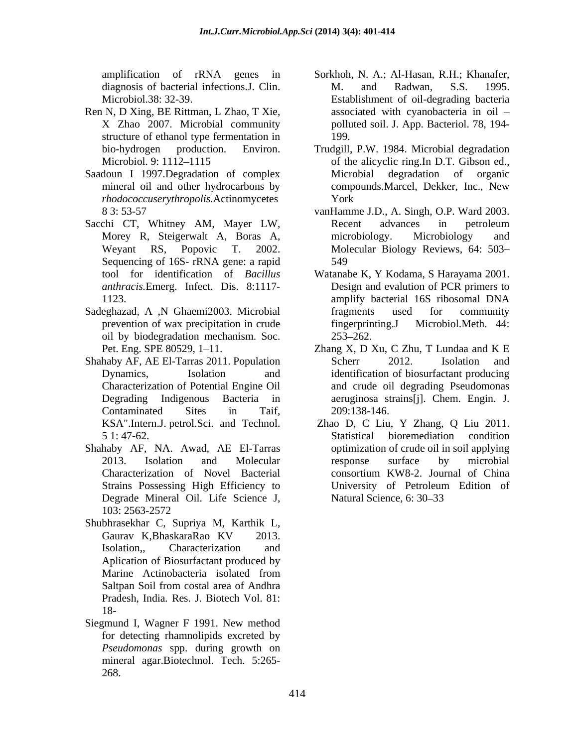amplification of rRNA genes in diagnosis of bacterial infections.J. Clin. Microbiol.38: 32-39.

Ren N, D Xing, BE Rittman, L Zhao, T Xie, X Zhao 2007. Microbial community structure of ethanol type fermentation in bio-hydrogen production. Environ. Microbiol. 9: 1112–1115

Saadoun I 1997.Degradation of complex mineral oil and other hydrocarbons by *rhodococcuserythropolis.*Actinomycetes 8 3: 53-57

Sacchi CT, Whitney AM, Mayer LW, Morey R, Steigerwalt A, Boras A, Weyant RS, Popovic T. 2002. Sequencing of 16S- rRNA gene: a rapid tool for identification of *Bacillus anthracis.*Emerg. Infect. Dis. 8:1117-1123.

Sadeghazad, A ,N Ghaemi2003. Microbial prevention of wax precipitation in crude oil by biodegradation mechanism. Soc. Pet. Eng. SPE 80529, 1–11.

Shahaby AF, AE El-Tarras 2011. Population Dynamics, Isolation and Characterization of Potential Engine Oil Degrading Indigenous Bacteria in Contaminated Sites in Taif, KSA".Intern.J. petrol.Sci. and Technol. 5 1: 47-62.

Shahaby AF, NA. Awad, AE El-Tarras 2013. Isolation and Molecular Characterization of Novel Bacterial Strains Possessing High Efficiency to Degrade Mineral Oil. Life Science J, 103: 2563-2572

Shubhrasekhar C, Supriya M, Karthik L, Gaurav K,BhaskaraRao KV 2013. Isolation,, Characterization and Aplication of Biosurfactant produced by Marine Actinobacteria isolated from Saltpan Soil from costal area of Andhra Pradesh, India. Res. J. Biotech Vol. 81: 18-

Siegmund I, Wagner F 1991. New method for detecting rhamnolipids excreted by *Pseudomonas* spp. during growth on mineral agar.Biotechnol. Tech. 5:265-268.

Sorkhoh, N. A.; Al-Hasan, R.H.; Khanafer, M. and Radwan, S.S. 1995. Establishment of oil-degrading bacteria associated with cyanobacteria in oil – polluted soil. J. App. Bacteriol. 78, 194-199.

Trudgill, P.W. 1984. Microbial degradation of the alicyclic ring.In D.T. Gibson ed., Microbial degradation of organic compounds.Marcel, Dekker, Inc., New York

vanHamme J.D., A. Singh, O.P. Ward 2003. Recent advances in petroleum microbiology. Microbiology and Molecular Biology Reviews, 64: 503–549

Watanabe K, Y Kodama, S Harayama 2001. Design and evalution of PCR primers to amplify bacterial 16S ribosomal DNA fragments used for community fingerprinting.J Microbiol.Meth. 44: 253–262.

Zhang X, D Xu, C Zhu, T Lundaa and K E Scherr 2012. Isolation and identification of biosurfactant producing and crude oil degrading Pseudomonas aeruginosa strains[j]. Chem. Engin. J. 209:138-146.

Zhao D, C Liu, Y Zhang, Q Liu 2011. Statistical bioremediation condition optimization of crude oil in soil applying response surface by microbial consortium KW8-2. Journal of China University of Petroleum Edition of Natural Science, 6: 30–33